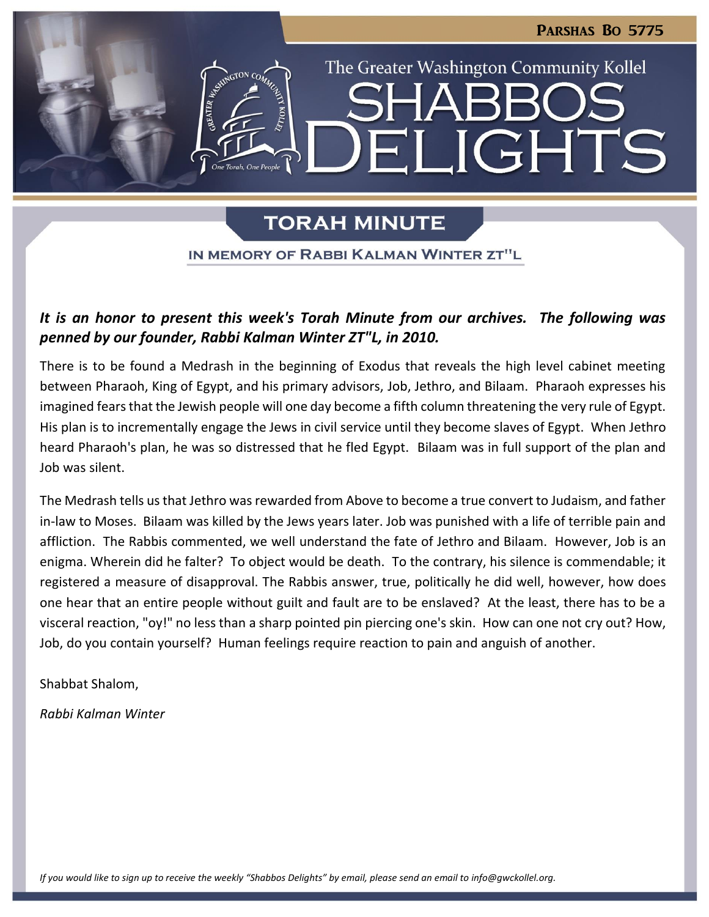Parshas Bo 5775

The Greater Washington Community Kollel

# SHABBOS DELIGHTS

## TORAH MINUTE

### IN MEMORY OF RABBI KALMAN WINTER ZT"L

***It is an honor to present this week's Torah Minute from our archives. The following was penned by our founder, Rabbi Kalman Winter ZT"L, in 2010.***

There is to be found a Medrash in the beginning of Exodus that reveals the high level cabinet meeting between Pharaoh, King of Egypt, and his primary advisors, Job, Jethro, and Bilaam. Pharaoh expresses his imagined fears that the Jewish people will one day become a fifth column threatening the very rule of Egypt. His plan is to incrementally engage the Jews in civil service until they become slaves of Egypt. When Jethro heard Pharaoh's plan, he was so distressed that he fled Egypt. Bilaam was in full support of the plan and Job was silent.

The Medrash tells us that Jethro was rewarded from Above to become a true convert to Judaism, and father in-law to Moses. Bilaam was killed by the Jews years later. Job was punished with a life of terrible pain and affliction. The Rabbis commented, we well understand the fate of Jethro and Bilaam. However, Job is an enigma. Wherein did he falter? To object would be death. To the contrary, his silence is commendable; it registered a measure of disapproval. The Rabbis answer, true, politically he did well, however, how does one hear that an entire people without guilt and fault are to be enslaved? At the least, there has to be a visceral reaction, "oy!" no less than a sharp pointed pin piercing one's skin. How can one not cry out? How, Job, do you contain yourself? Human feelings require reaction to pain and anguish of another.

Shabbat Shalom,

*Rabbi Kalman Winter*

*If you would like to sign up to receive the weekly "Shabbos Delights" by email, please send an email to info@gwckollel.org.*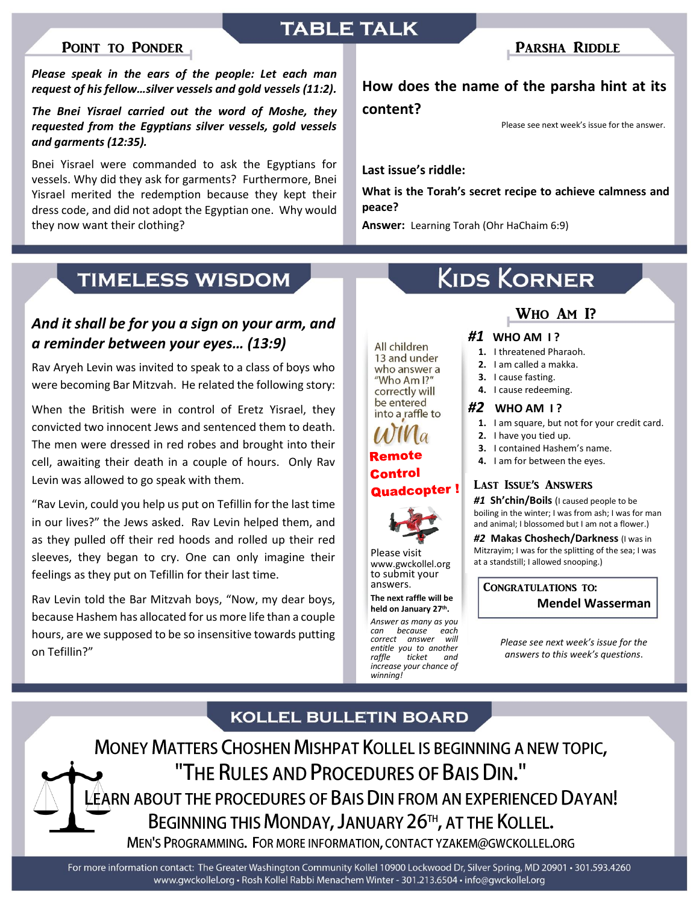# TABLE TALK

## Point to Ponder

***Please speak in the ears of the people: Let each man request of his fellow…silver vessels and gold vessels (11:2).***

***The Bnei Yisrael carried out the word of Moshe, they requested from the Egyptians silver vessels, gold vessels and garments (12:35).***

Bnei Yisrael were commanded to ask the Egyptians for vessels. Why did they ask for garments? Furthermore, Bnei Yisrael merited the redemption because they kept their dress code, and did not adopt the Egyptian one. Why would they now want their clothing?

## Parsha Riddle

**How does the name of the parsha hint at its content?**

Please see next week's issue for the answer.

**Last issue's riddle:**

**What is the Torah's secret recipe to achieve calmness and peace?**

**Answer:** Learning Torah (Ohr HaChaim 6:9)

# TIMELESS WISDOM

***And it shall be for you a sign on your arm, and a reminder between your eyes… (13:9)***

Rav Aryeh Levin was invited to speak to a class of boys who were becoming Bar Mitzvah. He related the following story:

When the British were in control of Eretz Yisrael, they convicted two innocent Jews and sentenced them to death. The men were dressed in red robes and brought into their cell, awaiting their death in a couple of hours. Only Rav Levin was allowed to go speak with them.

"Rav Levin, could you help us put on Tefillin for the last time in our lives?" the Jews asked. Rav Levin helped them, and as they pulled off their red hoods and rolled up their red sleeves, they began to cry. One can only imagine their feelings as they put on Tefillin for their last time.

Rav Levin told the Bar Mitzvah boys, "Now, my dear boys, because Hashem has allocated for us more life than a couple hours, are we supposed to be so insensitive towards putting on Tefillin?"

# KIDS KORNER

All children 13 and under who answer a "Who Am I?" correctly will be entered into a raffle to win a **Remote Control Quadcopter!**

Please visit www.gwckollel.org to submit your answers.

**The next raffle will be held on January 27th.**

*Answer as many as you can because each correct answer will entitle you to another raffle ticket and increase your chance of winning!*

## Who Am I?

### #1 WHO AM I?

1. I threatened Pharaoh.
2. I am called a makka.
3. I cause fasting.
4. I cause redeeming.

### #2 WHO AM I?

1. I am square, but not for your credit card.
2. I have you tied up.
3. I contained Hashem's name.
4. I am for between the eyes.

### Last Issue's Answers

**#1 Sh'chin/Boils** (I caused people to be boiling in the winter; I was from ash; I was for man and animal; I blossomed but I am not a flower.)

**#2 Makas Choshech/Darkness** (I was in Mitzrayim; I was for the splitting of the sea; I was at a standstill; I allowed snooping.)

**Congratulations to: Mendel Wasserman**

*Please see next week's issue for the answers to this week's questions.*

# KOLLEL BULLETIN BOARD

Money Matters Choshen Mishpat Kollel is beginning a new topic, "The Rules and Procedures of Bais Din."

Learn about the procedures of Bais Din from an experienced Dayan!

Beginning this Monday, January 26th, at the Kollel.

Men's Programming. For more information, contact yzakem@gwckollel.org

For more information contact: The Greater Washington Community Kollel 10900 Lockwood Dr, Silver Spring, MD 20901 • 301.593.4260
www.gwckollel.org • Rosh Kollel Rabbi Menachem Winter - 301.213.6504 • info@gwckollel.org